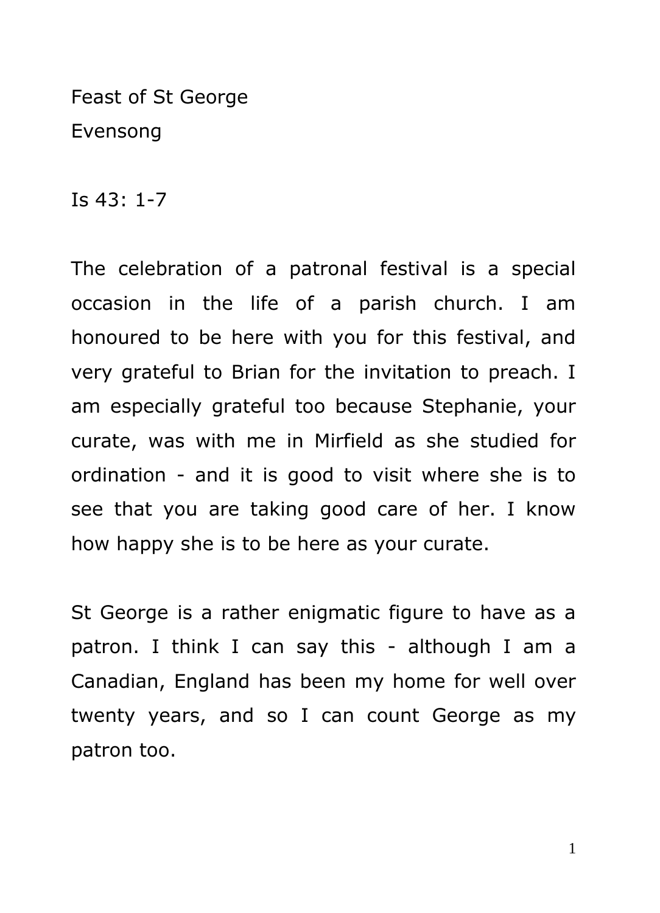Feast of St George
Evensong

Is 43: 1-7

The celebration of a patronal festival is a special occasion in the life of a parish church. I am honoured to be here with you for this festival, and very grateful to Brian for the invitation to preach. I am especially grateful too because Stephanie, your curate, was with me in Mirfield as she studied for ordination - and it is good to visit where she is to see that you are taking good care of her. I know how happy she is to be here as your curate.

St George is a rather enigmatic figure to have as a patron. I think I can say this - although I am a Canadian, England has been my home for well over twenty years, and so I can count George as my patron too.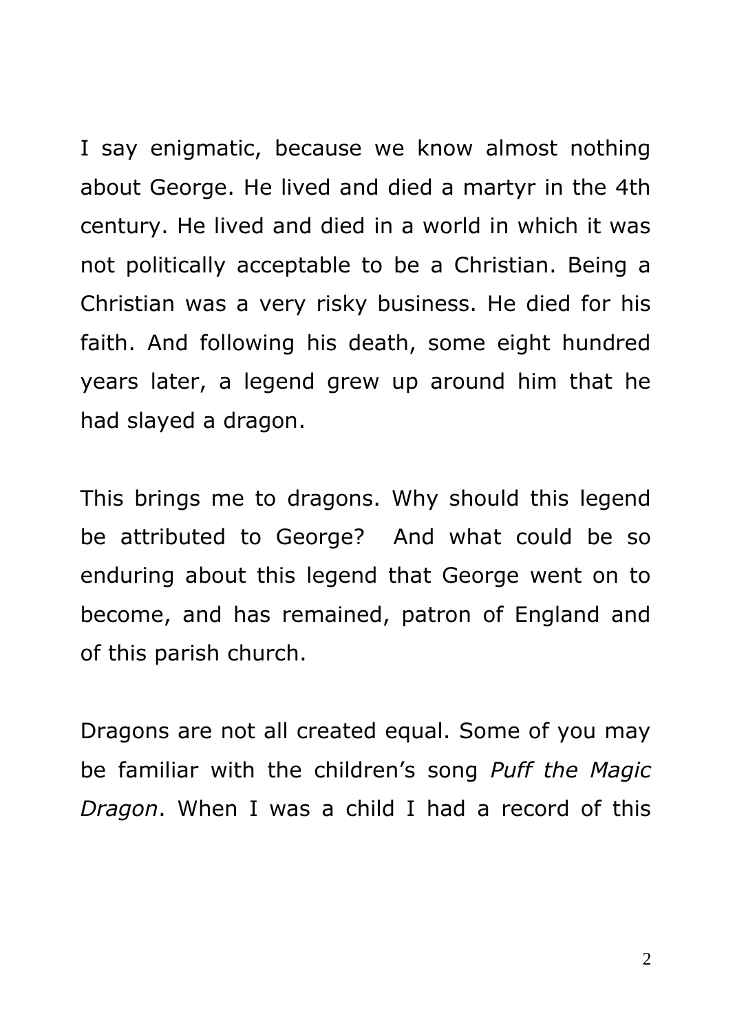I say enigmatic, because we know almost nothing about George. He lived and died a martyr in the 4th century. He lived and died in a world in which it was not politically acceptable to be a Christian. Being a Christian was a very risky business. He died for his faith. And following his death, some eight hundred years later, a legend grew up around him that he had slayed a dragon.

This brings me to dragons. Why should this legend be attributed to George?  And what could be so enduring about this legend that George went on to become, and has remained, patron of England and of this parish church.

Dragons are not all created equal. Some of you may be familiar with the children's song *Puff the Magic Dragon*. When I was a child I had a record of this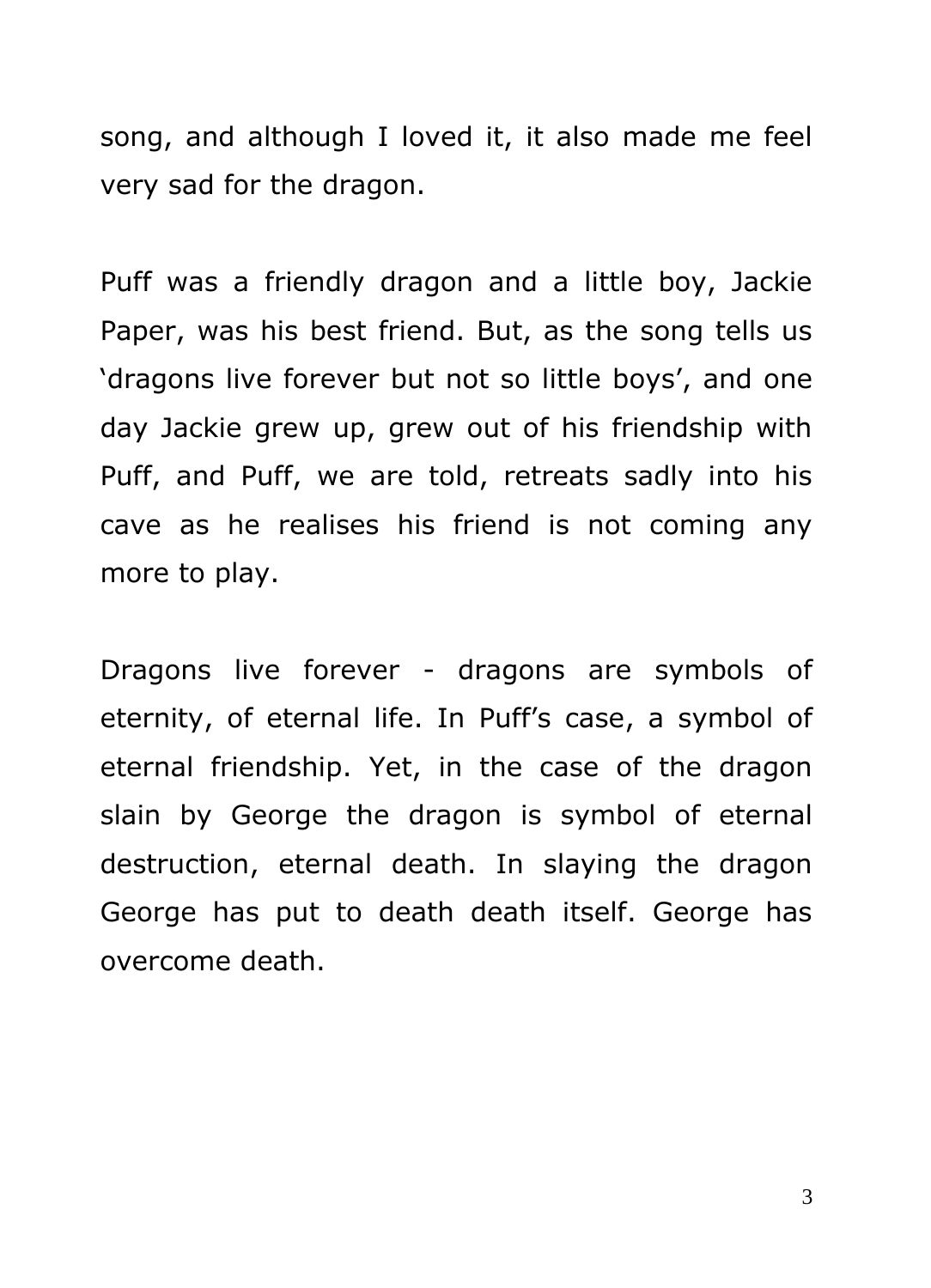song, and although I loved it, it also made me feel very sad for the dragon.

Puff was a friendly dragon and a little boy, Jackie Paper, was his best friend. But, as the song tells us 'dragons live forever but not so little boys', and one day Jackie grew up, grew out of his friendship with Puff, and Puff, we are told, retreats sadly into his cave as he realises his friend is not coming any more to play.

Dragons live forever - dragons are symbols of eternity, of eternal life. In Puff's case, a symbol of eternal friendship. Yet, in the case of the dragon slain by George the dragon is symbol of eternal destruction, eternal death. In slaying the dragon George has put to death death itself. George has overcome death.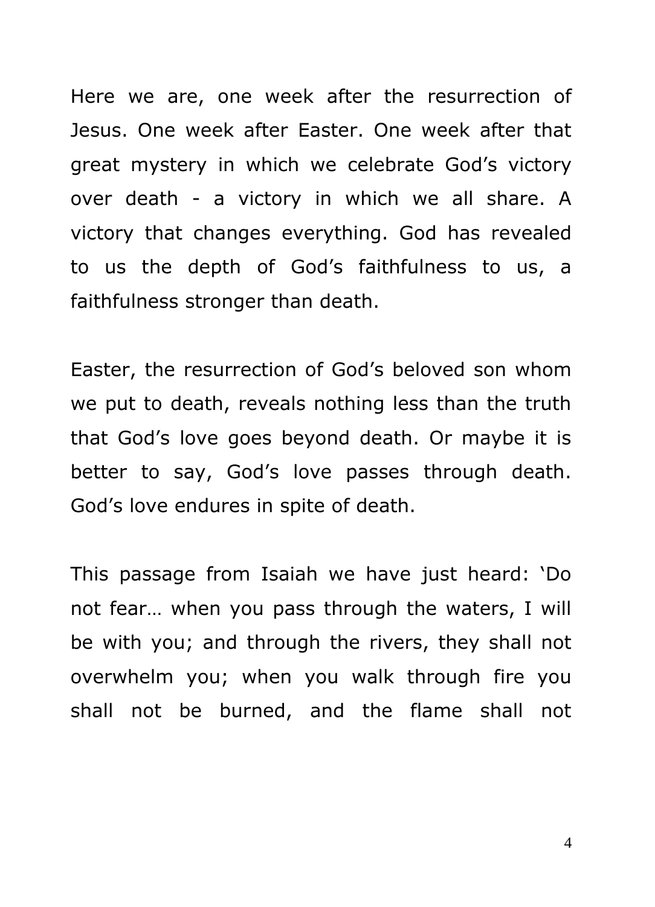Here we are, one week after the resurrection of Jesus. One week after Easter. One week after that great mystery in which we celebrate God's victory over death - a victory in which we all share. A victory that changes everything. God has revealed to us the depth of God's faithfulness to us, a faithfulness stronger than death.

Easter, the resurrection of God's beloved son whom we put to death, reveals nothing less than the truth that God's love goes beyond death. Or maybe it is better to say, God's love passes through death. God's love endures in spite of death.

This passage from Isaiah we have just heard: 'Do not fear… when you pass through the waters, I will be with you; and through the rivers, they shall not overwhelm you; when you walk through fire you shall not be burned, and the flame shall not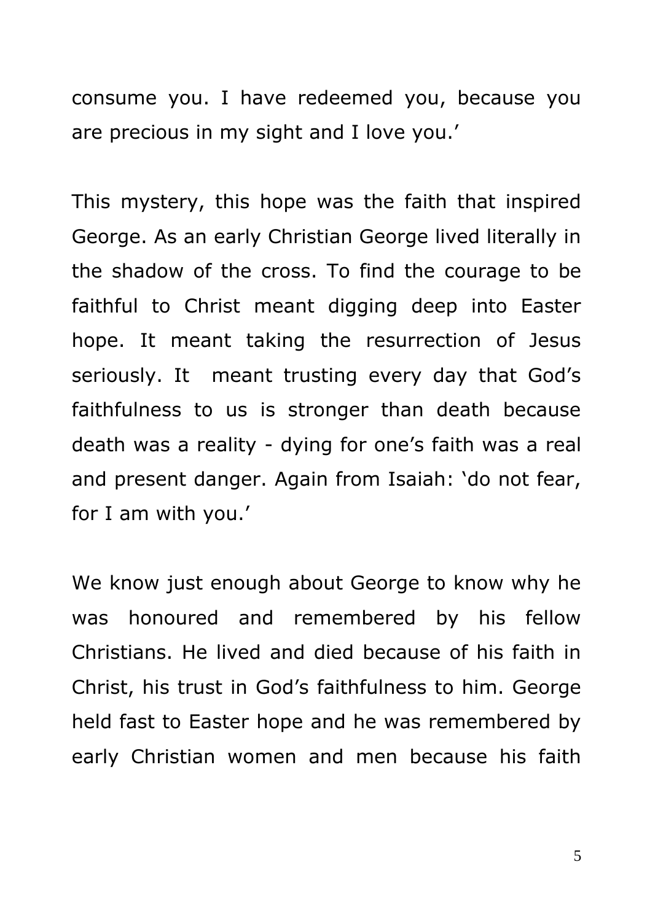consume you. I have redeemed you, because you are precious in my sight and I love you.'

This mystery, this hope was the faith that inspired George. As an early Christian George lived literally in the shadow of the cross. To find the courage to be faithful to Christ meant digging deep into Easter hope. It meant taking the resurrection of Jesus seriously. It meant trusting every day that God's faithfulness to us is stronger than death because death was a reality - dying for one's faith was a real and present danger. Again from Isaiah: 'do not fear, for I am with you.'

We know just enough about George to know why he was honoured and remembered by his fellow Christians. He lived and died because of his faith in Christ, his trust in God's faithfulness to him. George held fast to Easter hope and he was remembered by early Christian women and men because his faith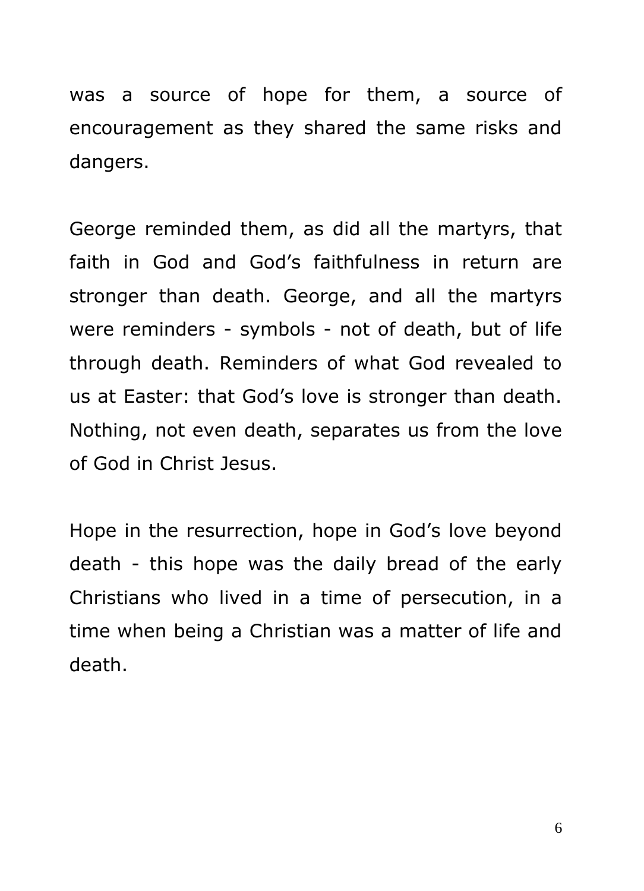was a source of hope for them, a source of encouragement as they shared the same risks and dangers.

George reminded them, as did all the martyrs, that faith in God and God's faithfulness in return are stronger than death. George, and all the martyrs were reminders - symbols - not of death, but of life through death. Reminders of what God revealed to us at Easter: that God's love is stronger than death. Nothing, not even death, separates us from the love of God in Christ Jesus.

Hope in the resurrection, hope in God's love beyond death - this hope was the daily bread of the early Christians who lived in a time of persecution, in a time when being a Christian was a matter of life and death.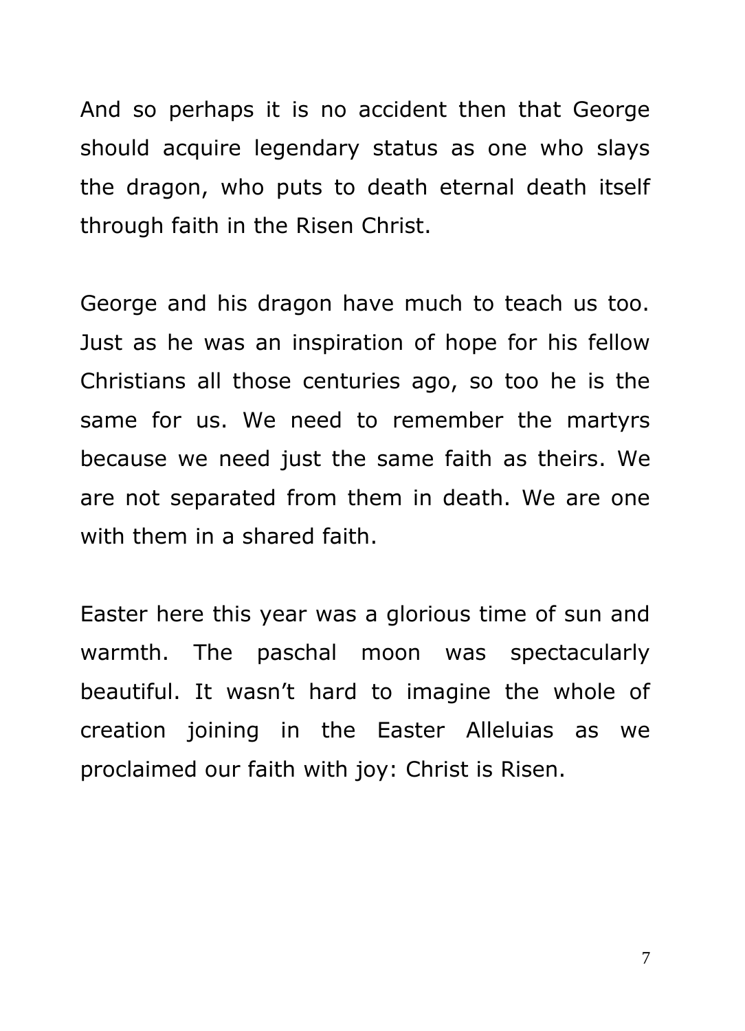And so perhaps it is no accident then that George should acquire legendary status as one who slays the dragon, who puts to death eternal death itself through faith in the Risen Christ.

George and his dragon have much to teach us too. Just as he was an inspiration of hope for his fellow Christians all those centuries ago, so too he is the same for us. We need to remember the martyrs because we need just the same faith as theirs. We are not separated from them in death. We are one with them in a shared faith.

Easter here this year was a glorious time of sun and warmth. The paschal moon was spectacularly beautiful. It wasn't hard to imagine the whole of creation joining in the Easter Alleluias as we proclaimed our faith with joy: Christ is Risen.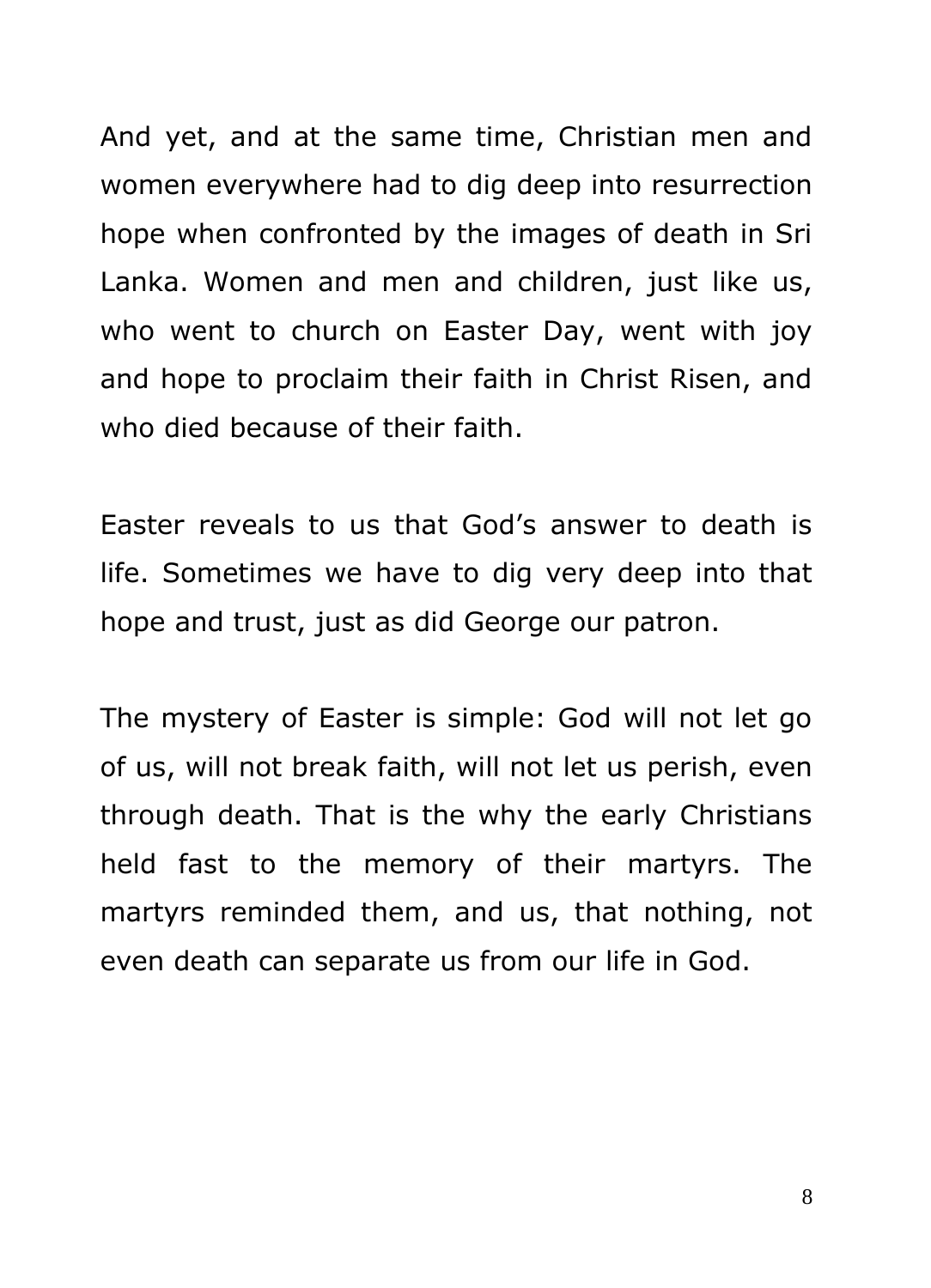And yet, and at the same time, Christian men and women everywhere had to dig deep into resurrection hope when confronted by the images of death in Sri Lanka. Women and men and children, just like us, who went to church on Easter Day, went with joy and hope to proclaim their faith in Christ Risen, and who died because of their faith.

Easter reveals to us that God's answer to death is life. Sometimes we have to dig very deep into that hope and trust, just as did George our patron.

The mystery of Easter is simple: God will not let go of us, will not break faith, will not let us perish, even through death. That is the why the early Christians held fast to the memory of their martyrs. The martyrs reminded them, and us, that nothing, not even death can separate us from our life in God.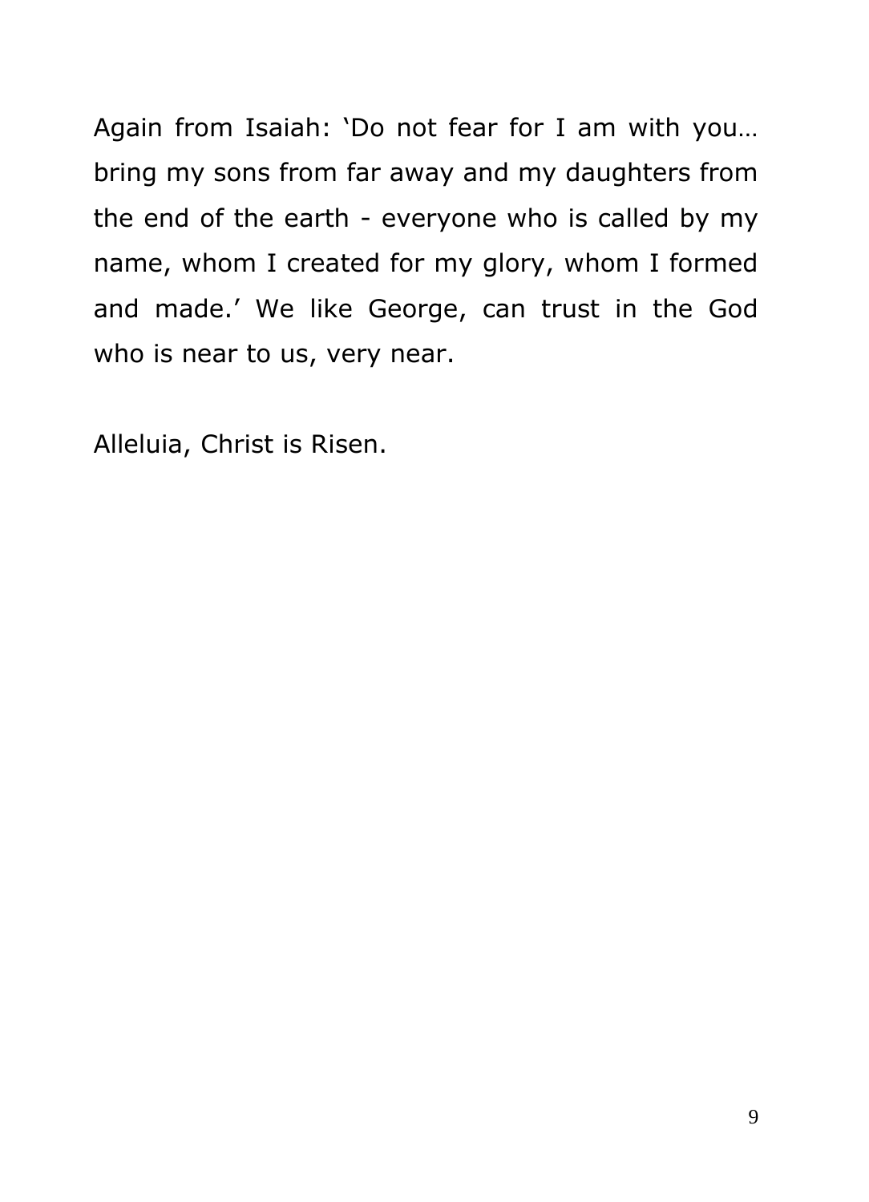Again from Isaiah: 'Do not fear for I am with you… bring my sons from far away and my daughters from the end of the earth - everyone who is called by my name, whom I created for my glory, whom I formed and made.' We like George, can trust in the God who is near to us, very near.

Alleluia, Christ is Risen.